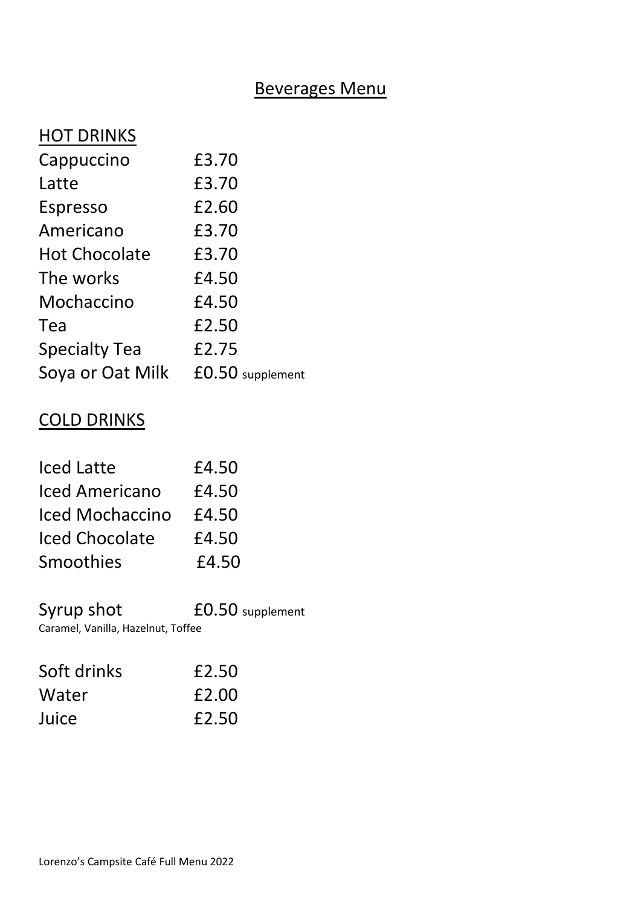# Beverages Menu

## HOT DRINKS

| | |
|---|---|
| Cappuccino | £3.70 |
| Latte | £3.70 |
| Espresso | £2.60 |
| Americano | £3.70 |
| Hot Chocolate | £3.70 |
| The works | £4.50 |
| Mochaccino | £4.50 |
| Tea | £2.50 |
| Specialty Tea | £2.75 |
| Soya or Oat Milk | £0.50 supplement |

## COLD DRINKS

| | |
|---|---|
| Iced Latte | £4.50 |
| Iced Americano | £4.50 |
| Iced Mochaccino | £4.50 |
| Iced Chocolate | £4.50 |
| Smoothies | £4.50 |

Syrup shot £0.50 supplement
Caramel, Vanilla, Hazelnut, Toffee

| | |
|---|---|
| Soft drinks | £2.50 |
| Water | £2.00 |
| Juice | £2.50 |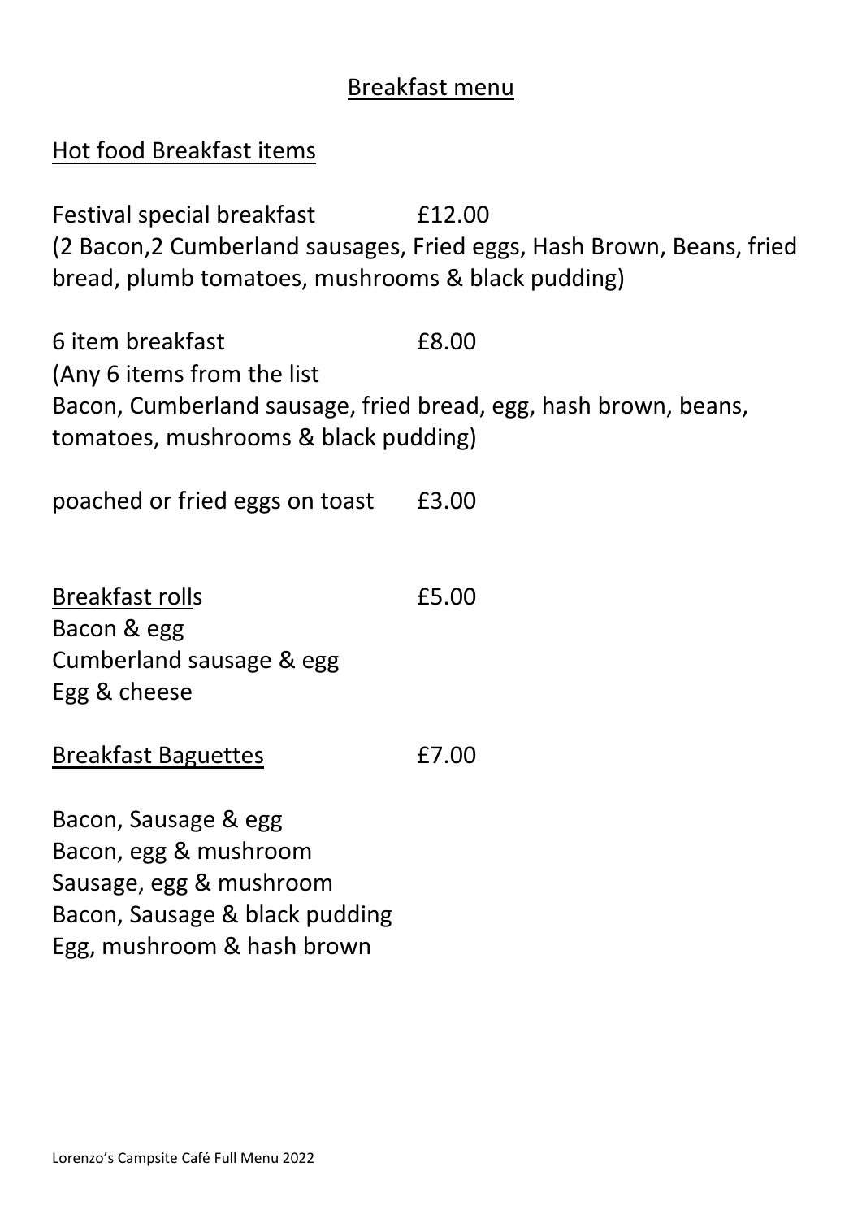# Breakfast menu

## Hot food Breakfast items

Festival special breakfast £12.00
(2 Bacon,2 Cumberland sausages, Fried eggs, Hash Brown, Beans, fried bread, plumb tomatoes, mushrooms & black pudding)

6 item breakfast £8.00
(Any 6 items from the list
Bacon, Cumberland sausage, fried bread, egg, hash brown, beans, tomatoes, mushrooms & black pudding)

poached or fried eggs on toast £3.00

## Breakfast rolls £5.00

Bacon & egg
Cumberland sausage & egg
Egg & cheese

## Breakfast Baguettes £7.00

Bacon, Sausage & egg
Bacon, egg & mushroom
Sausage, egg & mushroom
Bacon, Sausage & black pudding
Egg, mushroom & hash brown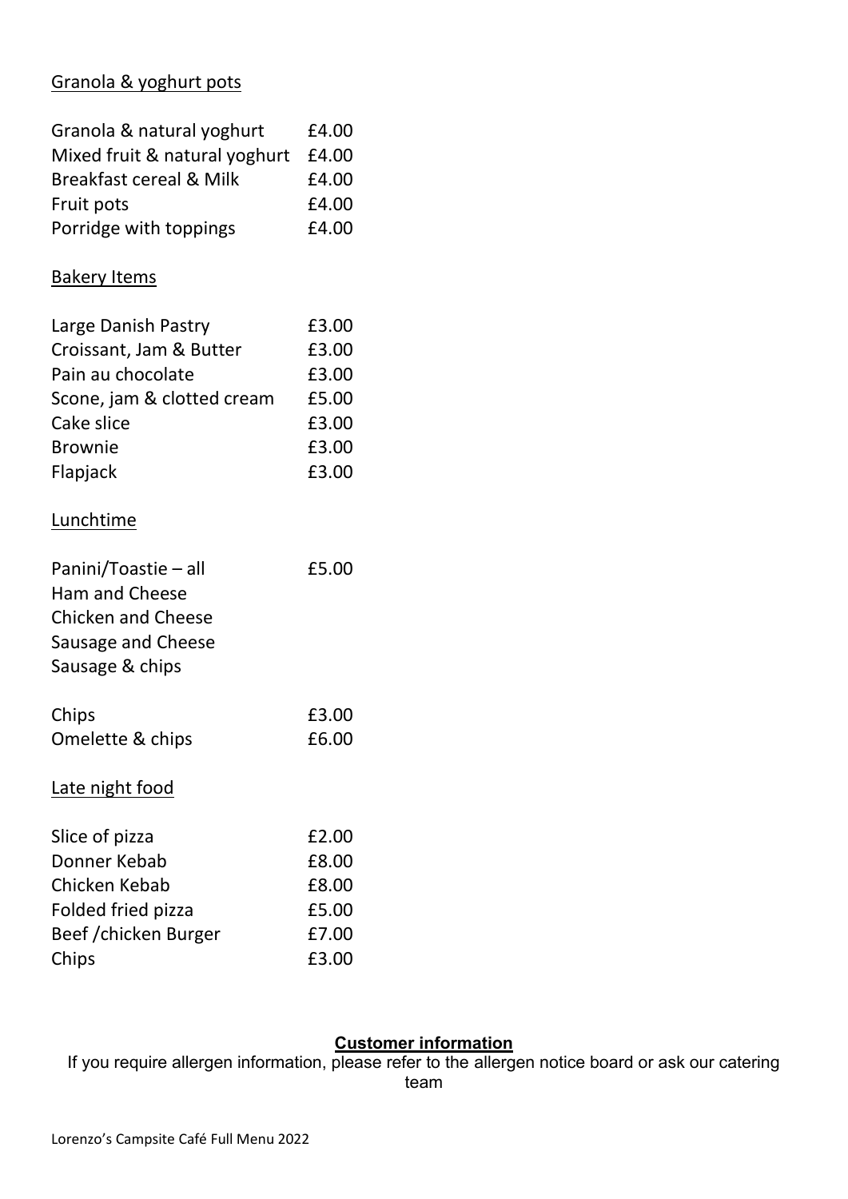## Granola & yoghurt pots

| | |
|---|---|
| Granola & natural yoghurt | £4.00 |
| Mixed fruit & natural yoghurt | £4.00 |
| Breakfast cereal & Milk | £4.00 |
| Fruit pots | £4.00 |
| Porridge with toppings | £4.00 |

## Bakery Items

| | |
|---|---|
| Large Danish Pastry | £3.00 |
| Croissant, Jam & Butter | £3.00 |
| Pain au chocolate | £3.00 |
| Scone, jam & clotted cream | £5.00 |
| Cake slice | £3.00 |
| Brownie | £3.00 |
| Flapjack | £3.00 |

## Lunchtime

| | |
|---|---|
| Panini/Toastie – all | £5.00 |
| Ham and Cheese | |
| Chicken and Cheese | |
| Sausage and Cheese | |
| Sausage & chips | |
| | |
| Chips | £3.00 |
| Omelette & chips | £6.00 |

## Late night food

| | |
|---|---|
| Slice of pizza | £2.00 |
| Donner Kebab | £8.00 |
| Chicken Kebab | £8.00 |
| Folded fried pizza | £5.00 |
| Beef /chicken Burger | £7.00 |
| Chips | £3.00 |

**Customer information**

If you require allergen information, please refer to the allergen notice board or ask our catering team

Lorenzo's Campsite Café Full Menu 2022